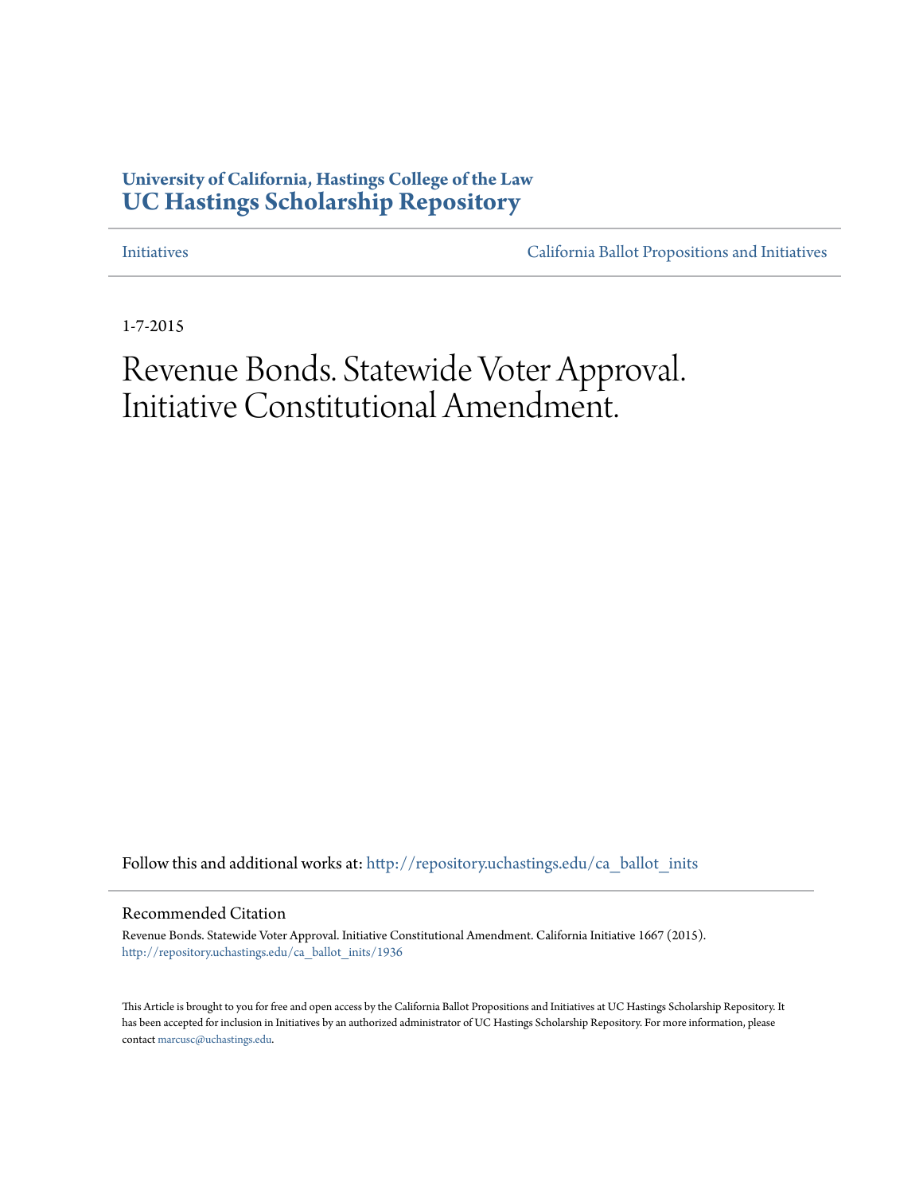University of California, Hastings College of the Law
**UC Hastings Scholarship Repository**

Initiatives | California Ballot Propositions and Initiatives

1-7-2015

# Revenue Bonds. Statewide Voter Approval. Initiative Constitutional Amendment.

Follow this and additional works at: http://repository.uchastings.edu/ca_ballot_inits

## Recommended Citation

Revenue Bonds. Statewide Voter Approval. Initiative Constitutional Amendment. California Initiative 1667 (2015).
http://repository.uchastings.edu/ca_ballot_inits/1936

This Article is brought to you for free and open access by the California Ballot Propositions and Initiatives at UC Hastings Scholarship Repository. It has been accepted for inclusion in Initiatives by an authorized administrator of UC Hastings Scholarship Repository. For more information, please contact marcusc@uchastings.edu.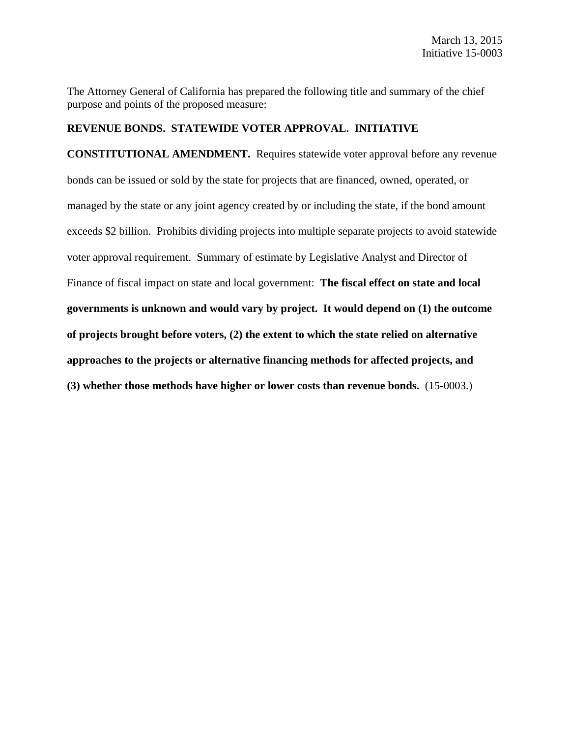March 13, 2015
Initiative 15-0003

The Attorney General of California has prepared the following title and summary of the chief purpose and points of the proposed measure:

**REVENUE BONDS. STATEWIDE VOTER APPROVAL. INITIATIVE CONSTITUTIONAL AMENDMENT.** Requires statewide voter approval before any revenue bonds can be issued or sold by the state for projects that are financed, owned, operated, or managed by the state or any joint agency created by or including the state, if the bond amount exceeds $2 billion. Prohibits dividing projects into multiple separate projects to avoid statewide voter approval requirement. Summary of estimate by Legislative Analyst and Director of Finance of fiscal impact on state and local government: **The fiscal effect on state and local governments is unknown and would vary by project. It would depend on (1) the outcome of projects brought before voters, (2) the extent to which the state relied on alternative approaches to the projects or alternative financing methods for affected projects, and (3) whether those methods have higher or lower costs than revenue bonds.** (15-0003.)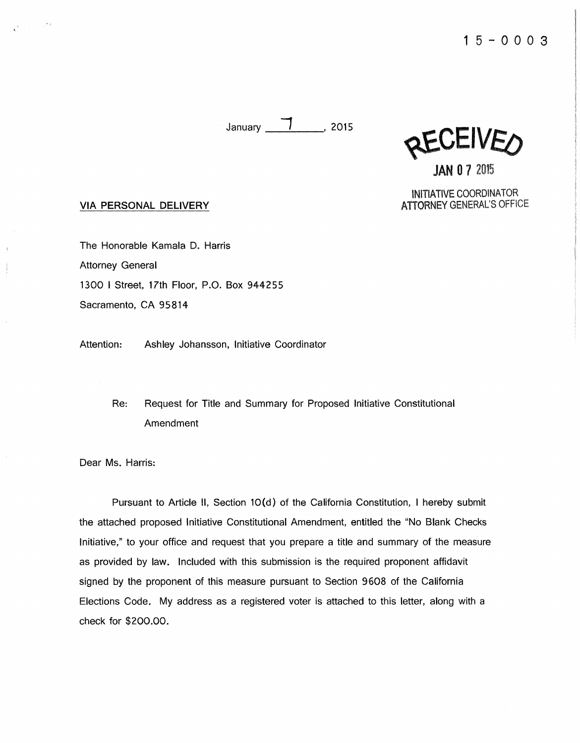15-0003

January 7, 2015

RECEIVED

JAN 07 2015

INITIATIVE COORDINATOR
ATTORNEY GENERAL'S OFFICE

VIA PERSONAL DELIVERY

The Honorable Kamala D. Harris
Attorney General
1300 I Street, 17th Floor, P.O. Box 944255
Sacramento, CA 95814

Attention: Ashley Johansson, Initiative Coordinator

Re: Request for Title and Summary for Proposed Initiative Constitutional Amendment

Dear Ms. Harris:

Pursuant to Article II, Section 10(d) of the California Constitution, I hereby submit the attached proposed Initiative Constitutional Amendment, entitled the "No Blank Checks Initiative," to your office and request that you prepare a title and summary of the measure as provided by law. Included with this submission is the required proponent affidavit signed by the proponent of this measure pursuant to Section 9608 of the California Elections Code. My address as a registered voter is attached to this letter, along with a check for $200.00.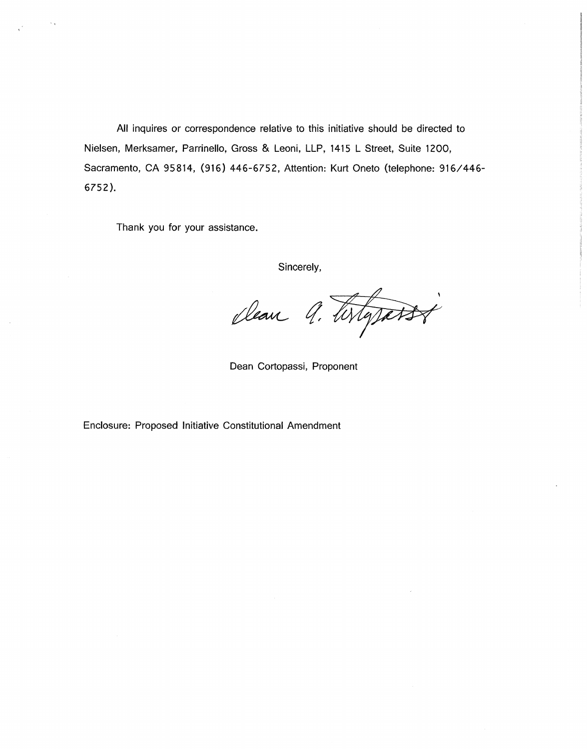All inquires or correspondence relative to this initiative should be directed to Nielsen, Merksamer, Parrinello, Gross & Leoni, LLP, 1415 L Street, Suite 1200, Sacramento, CA 95814, (916) 446-6752, Attention: Kurt Oneto (telephone: 916/446-6752).

Thank you for your assistance.

Sincerely,

Dean Cortopassi, Proponent

Enclosure: Proposed Initiative Constitutional Amendment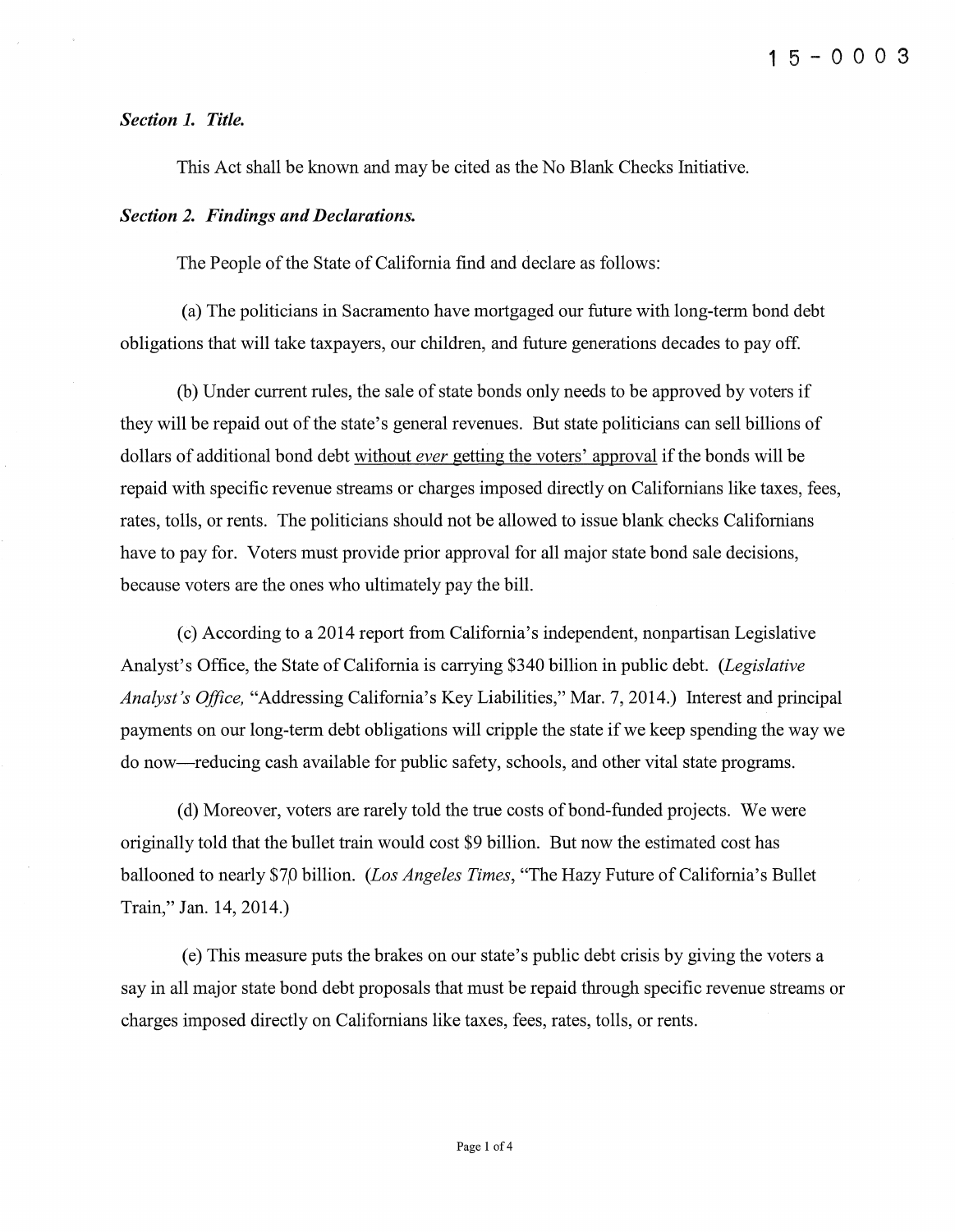15-0003

***Section 1. Title.***

This Act shall be known and may be cited as the No Blank Checks Initiative.

***Section 2. Findings and Declarations.***

The People of the State of California find and declare as follows:

(a) The politicians in Sacramento have mortgaged our future with long-term bond debt obligations that will take taxpayers, our children, and future generations decades to pay off.

(b) Under current rules, the sale of state bonds only needs to be approved by voters if they will be repaid out of the state's general revenues. But state politicians can sell billions of dollars of additional bond debt <u>without *ever* getting the voters' approval</u> if the bonds will be repaid with specific revenue streams or charges imposed directly on Californians like taxes, fees, rates, tolls, or rents. The politicians should not be allowed to issue blank checks Californians have to pay for. Voters must provide prior approval for all major state bond sale decisions, because voters are the ones who ultimately pay the bill.

(c) According to a 2014 report from California's independent, nonpartisan Legislative Analyst's Office, the State of California is carrying $340 billion in public debt. (*Legislative Analyst's Office,* "Addressing California's Key Liabilities," Mar. 7, 2014.) Interest and principal payments on our long-term debt obligations will cripple the state if we keep spending the way we do now—reducing cash available for public safety, schools, and other vital state programs.

(d) Moreover, voters are rarely told the true costs of bond-funded projects. We were originally told that the bullet train would cost $9 billion. But now the estimated cost has ballooned to nearly $70 billion. (*Los Angeles Times*, "The Hazy Future of California's Bullet Train," Jan. 14, 2014.)

(e) This measure puts the brakes on our state's public debt crisis by giving the voters a say in all major state bond debt proposals that must be repaid through specific revenue streams or charges imposed directly on Californians like taxes, fees, rates, tolls, or rents.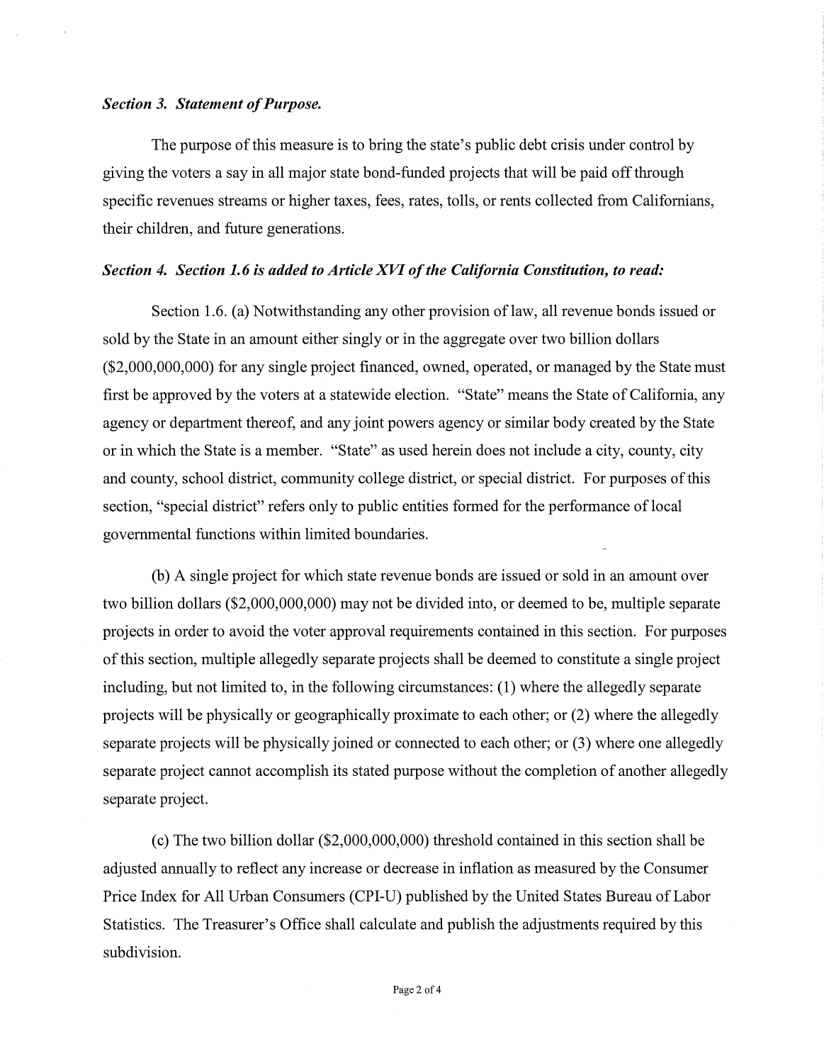***Section 3. Statement of Purpose.***

The purpose of this measure is to bring the state's public debt crisis under control by giving the voters a say in all major state bond-funded projects that will be paid off through specific revenues streams or higher taxes, fees, rates, tolls, or rents collected from Californians, their children, and future generations.

***Section 4. Section 1.6 is added to Article XVI of the California Constitution, to read:***

Section 1.6. (a) Notwithstanding any other provision of law, all revenue bonds issued or sold by the State in an amount either singly or in the aggregate over two billion dollars ($2,000,000,000) for any single project financed, owned, operated, or managed by the State must first be approved by the voters at a statewide election. "State" means the State of California, any agency or department thereof, and any joint powers agency or similar body created by the State or in which the State is a member. "State" as used herein does not include a city, county, city and county, school district, community college district, or special district. For purposes of this section, "special district" refers only to public entities formed for the performance of local governmental functions within limited boundaries.

(b) A single project for which state revenue bonds are issued or sold in an amount over two billion dollars ($2,000,000,000) may not be divided into, or deemed to be, multiple separate projects in order to avoid the voter approval requirements contained in this section. For purposes of this section, multiple allegedly separate projects shall be deemed to constitute a single project including, but not limited to, in the following circumstances: (1) where the allegedly separate projects will be physically or geographically proximate to each other; or (2) where the allegedly separate projects will be physically joined or connected to each other; or (3) where one allegedly separate project cannot accomplish its stated purpose without the completion of another allegedly separate project.

(c) The two billion dollar ($2,000,000,000) threshold contained in this section shall be adjusted annually to reflect any increase or decrease in inflation as measured by the Consumer Price Index for All Urban Consumers (CPI-U) published by the United States Bureau of Labor Statistics. The Treasurer's Office shall calculate and publish the adjustments required by this subdivision.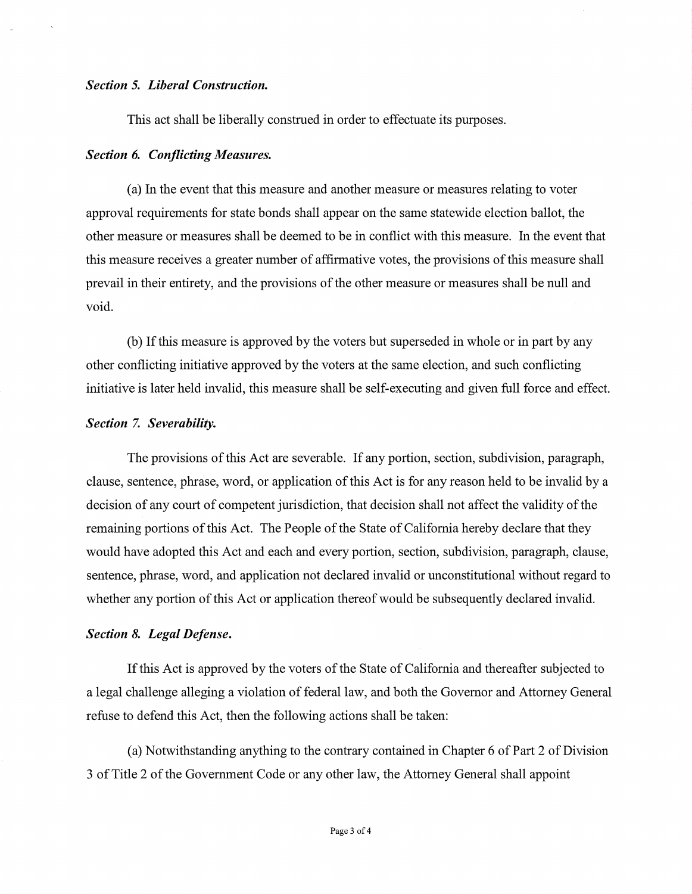***Section 5. Liberal Construction.***

This act shall be liberally construed in order to effectuate its purposes.

***Section 6. Conflicting Measures.***

(a) In the event that this measure and another measure or measures relating to voter approval requirements for state bonds shall appear on the same statewide election ballot, the other measure or measures shall be deemed to be in conflict with this measure. In the event that this measure receives a greater number of affirmative votes, the provisions of this measure shall prevail in their entirety, and the provisions of the other measure or measures shall be null and void.

(b) If this measure is approved by the voters but superseded in whole or in part by any other conflicting initiative approved by the voters at the same election, and such conflicting initiative is later held invalid, this measure shall be self-executing and given full force and effect.

***Section 7. Severability.***

The provisions of this Act are severable. If any portion, section, subdivision, paragraph, clause, sentence, phrase, word, or application of this Act is for any reason held to be invalid by a decision of any court of competent jurisdiction, that decision shall not affect the validity of the remaining portions of this Act. The People of the State of California hereby declare that they would have adopted this Act and each and every portion, section, subdivision, paragraph, clause, sentence, phrase, word, and application not declared invalid or unconstitutional without regard to whether any portion of this Act or application thereof would be subsequently declared invalid.

***Section 8. Legal Defense.***

If this Act is approved by the voters of the State of California and thereafter subjected to a legal challenge alleging a violation of federal law, and both the Governor and Attorney General refuse to defend this Act, then the following actions shall be taken:

(a) Notwithstanding anything to the contrary contained in Chapter 6 of Part 2 of Division 3 of Title 2 of the Government Code or any other law, the Attorney General shall appoint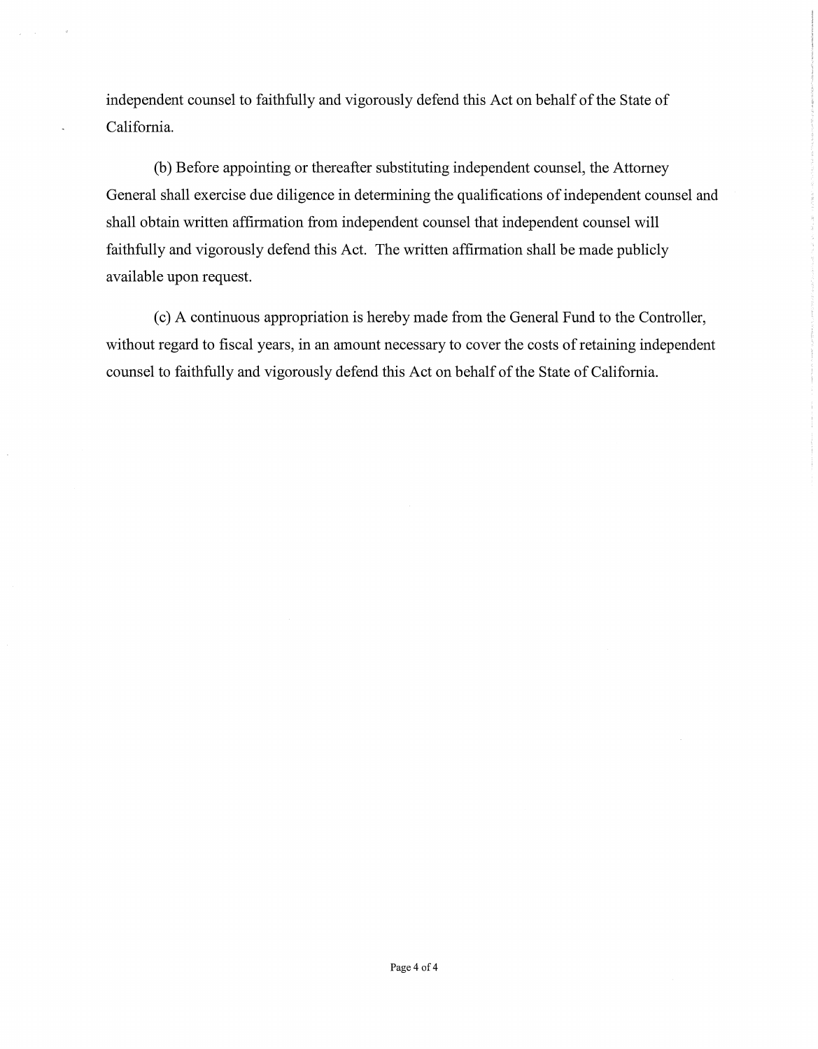independent counsel to faithfully and vigorously defend this Act on behalf of the State of California.

(b) Before appointing or thereafter substituting independent counsel, the Attorney General shall exercise due diligence in determining the qualifications of independent counsel and shall obtain written affirmation from independent counsel that independent counsel will faithfully and vigorously defend this Act. The written affirmation shall be made publicly available upon request.

(c) A continuous appropriation is hereby made from the General Fund to the Controller, without regard to fiscal years, in an amount necessary to cover the costs of retaining independent counsel to faithfully and vigorously defend this Act on behalf of the State of California.